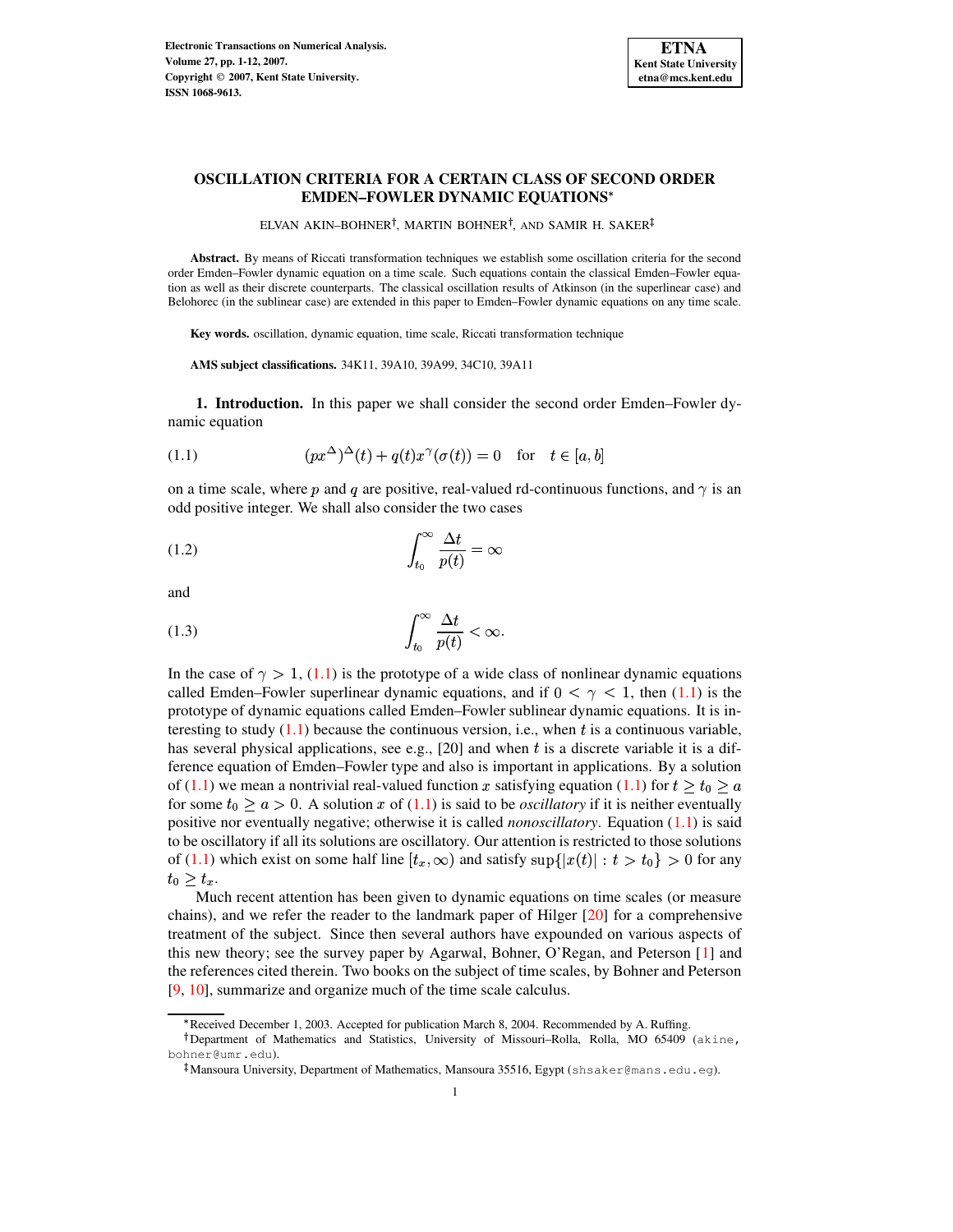# OSCILLATION CRITERIA FOR A CERTAIN CLASS OF SECOND ORDER EMDEN–FOWLER DYNAMIC EQUATIONS*

ELVAN AKIN–BOHNER†, MARTIN BOHNER†, AND SAMIR H. SAKER‡

**Abstract.** By means of Riccati transformation techniques we establish some oscillation criteria for the second order Emden–Fowler dynamic equation on a time scale. Such equations contain the classical Emden–Fowler equation as well as their discrete counterparts. The classical oscillation results of Atkinson (in the superlinear case) and Belohorec (in the sublinear case) are extended in this paper to Emden–Fowler dynamic equations on any time scale.

**Key words.** oscillation, dynamic equation, time scale, Riccati transformation technique

**AMS subject classifications.** 34K11, 39A10, 39A99, 34C10, 39A11

## 1. Introduction.

In this paper we shall consider the second order Emden–Fowler dynamic equation

$$(px^{\Delta})^{\Delta}(t) + q(t)x^{\gamma}(\sigma(t)) = 0 \quad \text{for} \quad t \in [a, b] \tag{1.1}$$

on a time scale, where $p$ and $q$ are positive, real-valued rd-continuous functions, and $\gamma$ is an odd positive integer. We shall also consider the two cases

$$\int_{t_0}^{\infty} \frac{\Delta t}{p(t)} = \infty \tag{1.2}$$

and

$$\int_{t_0}^{\infty} \frac{\Delta t}{p(t)} < \infty. \tag{1.3}$$

In the case of $\gamma > 1$, (1.1) is the prototype of a wide class of nonlinear dynamic equations called Emden–Fowler superlinear dynamic equations, and if $0 < \gamma < 1$, then (1.1) is the prototype of dynamic equations called Emden–Fowler sublinear dynamic equations. It is interesting to study (1.1) because the continuous version, i.e., when $t$ is a continuous variable, has several physical applications, see e.g., [20] and when $t$ is a discrete variable it is a difference equation of Emden–Fowler type and also is important in applications. By a solution of (1.1) we mean a nontrivial real-valued function $x$ satisfying equation (1.1) for $t \geq t_0 \geq a$ for some $t_0 \geq a > 0$. A solution $x$ of (1.1) is said to be *oscillatory* if it is neither eventually positive nor eventually negative; otherwise it is called *nonoscillatory*. Equation (1.1) is said to be oscillatory if all its solutions are oscillatory. Our attention is restricted to those solutions of (1.1) which exist on some half line $[t_x, \infty)$ and satisfy $\sup\{|x(t)| : t > t_0\} > 0$ for any $t_0 \geq t_x$.

Much recent attention has been given to dynamic equations on time scales (or measure chains), and we refer the reader to the landmark paper of Hilger [20] for a comprehensive treatment of the subject. Since then several authors have expounded on various aspects of this new theory; see the survey paper by Agarwal, Bohner, O'Regan, and Peterson [1] and the references cited therein. Two books on the subject of time scales, by Bohner and Peterson [9, 10], summarize and organize much of the time scale calculus.

---

*Received December 1, 2003. Accepted for publication March 8, 2004. Recommended by A. Ruffing.

†Department of Mathematics and Statistics, University of Missouri–Rolla, Rolla, MO 65409 (akine, bohner@umr.edu).

‡Mansoura University, Department of Mathematics, Mansoura 35516, Egypt (shsaker@mans.edu.eg).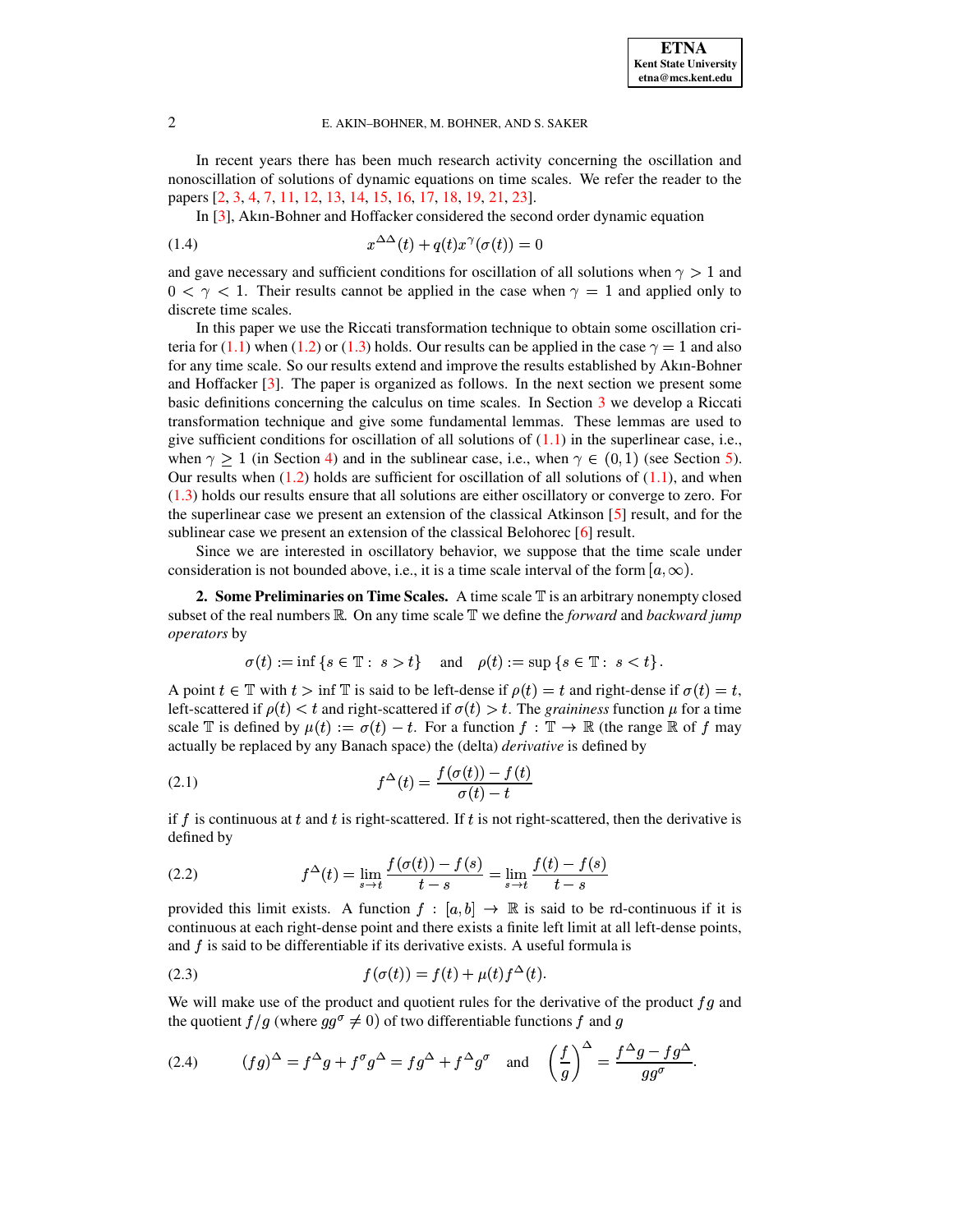In recent years there has been much research activity concerning the oscillation and nonoscillation of solutions of dynamic equations on time scales. We refer the reader to the papers [2, 3, 4, 7, 11, 12, 13, 14, 15, 16, 17, 18, 19, 21, 23].

In [3], Akın-Bohner and Hoffacker considered the second order dynamic equation

$$x^{\Delta\Delta}(t) + q(t)x^{\gamma}(\sigma(t)) = 0 \tag{1.4}$$

and gave necessary and sufficient conditions for oscillation of all solutions when $\gamma > 1$ and $0 < \gamma < 1$. Their results cannot be applied in the case when $\gamma = 1$ and applied only to discrete time scales.

In this paper we use the Riccati transformation technique to obtain some oscillation criteria for (1.1) when (1.2) or (1.3) holds. Our results can be applied in the case $\gamma = 1$ and also for any time scale. So our results extend and improve the results established by Akın-Bohner and Hoffacker [3]. The paper is organized as follows. In the next section we present some basic definitions concerning the calculus on time scales. In Section 3 we develop a Riccati transformation technique and give some fundamental lemmas. These lemmas are used to give sufficient conditions for oscillation of all solutions of (1.1) in the superlinear case, i.e., when $\gamma \geq 1$ (in Section 4) and in the sublinear case, i.e., when $\gamma \in (0, 1)$ (see Section 5). Our results when (1.2) holds are sufficient for oscillation of all solutions of (1.1), and when (1.3) holds our results ensure that all solutions are either oscillatory or converge to zero. For the superlinear case we present an extension of the classical Atkinson [5] result, and for the sublinear case we present an extension of the classical Belohorec [6] result.

Since we are interested in oscillatory behavior, we suppose that the time scale under consideration is not bounded above, i.e., it is a time scale interval of the form $[a, \infty)$.

**2. Some Preliminaries on Time Scales.** A time scale $\mathbb{T}$ is an arbitrary nonempty closed subset of the real numbers $\mathbb{R}$. On any time scale $\mathbb{T}$ we define the *forward* and *backward jump operators* by

$$\sigma(t) := \inf\{s \in \mathbb{T} : \ s > t\} \quad \text{and} \quad \rho(t) := \sup\{s \in \mathbb{T} : \ s < t\}.$$

A point $t \in \mathbb{T}$ with $t > \inf \mathbb{T}$ is said to be left-dense if $\rho(t) = t$ and right-dense if $\sigma(t) = t$, left-scattered if $\rho(t) < t$ and right-scattered if $\sigma(t) > t$. The *graininess* function $\mu$ for a time scale $\mathbb{T}$ is defined by $\mu(t) := \sigma(t) - t$. For a function $f : \mathbb{T} \to \mathbb{R}$ (the range $\mathbb{R}$ of $f$ may actually be replaced by any Banach space) the (delta) *derivative* is defined by

$$f^{\Delta}(t) = \frac{f(\sigma(t)) - f(t)}{\sigma(t) - t} \tag{2.1}$$

if $f$ is continuous at $t$ and $t$ is right-scattered. If $t$ is not right-scattered, then the derivative is defined by

$$f^{\Delta}(t) = \lim_{s \to t} \frac{f(\sigma(t)) - f(s)}{t - s} = \lim_{s \to t} \frac{f(t) - f(s)}{t - s} \tag{2.2}$$

provided this limit exists. A function $f : [a, b] \to \mathbb{R}$ is said to be rd-continuous if it is continuous at each right-dense point and there exists a finite left limit at all left-dense points, and $f$ is said to be differentiable if its derivative exists. A useful formula is

$$f(\sigma(t)) = f(t) + \mu(t)f^{\Delta}(t). \tag{2.3}$$

We will make use of the product and quotient rules for the derivative of the product $fg$ and the quotient $f/g$ (where $gg^{\sigma} \neq 0$) of two differentiable functions $f$ and $g$

$$(fg)^{\Delta} = f^{\Delta}g + f^{\sigma}g^{\Delta} = fg^{\Delta} + f^{\Delta}g^{\sigma} \quad \text{and} \quad \left(\frac{f}{g}\right)^{\Delta} = \frac{f^{\Delta}g - fg^{\Delta}}{gg^{\sigma}}. \tag{2.4}$$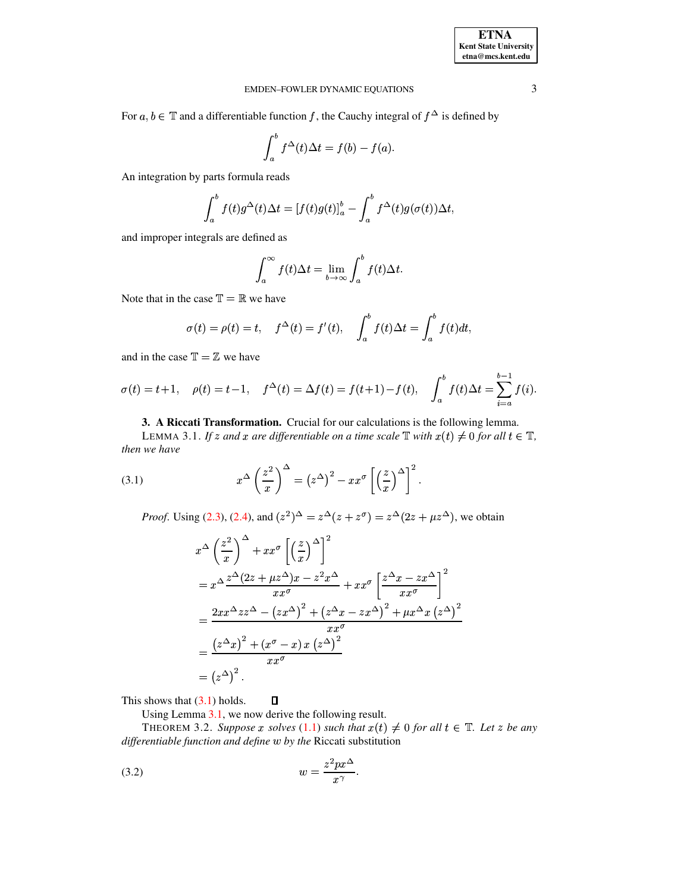For $a, b \in \mathbb{T}$ and a differentiable function $f$, the Cauchy integral of $f^\Delta$ is defined by

$$\int_a^b f^\Delta(t)\Delta t = f(b) - f(a).$$

An integration by parts formula reads

$$\int_a^b f(t)g^\Delta(t)\Delta t = [f(t)g(t)]_a^b - \int_a^b f^\Delta(t)g(\sigma(t))\Delta t,$$

and improper integrals are defined as

$$\int_a^\infty f(t)\Delta t = \lim_{b\to\infty}\int_a^b f(t)\Delta t.$$

Note that in the case $\mathbb{T} = \mathbb{R}$ we have

$$\sigma(t) = \rho(t) = t, \quad f^\Delta(t) = f'(t), \quad \int_a^b f(t)\Delta t = \int_a^b f(t)dt,$$

and in the case $\mathbb{T} = \mathbb{Z}$ we have

$$\sigma(t) = t+1, \quad \rho(t) = t-1, \quad f^\Delta(t) = \Delta f(t) = f(t+1) - f(t), \quad \int_a^b f(t)\Delta t = \sum_{i=a}^{b-1} f(i).$$

## 3. A Riccati Transformation.

Crucial for our calculations is the following lemma.

LEMMA 3.1. *If $z$ and $x$ are differentiable on a time scale $\mathbb{T}$ with $x(t) \neq 0$ for all $t \in \mathbb{T}$, then we have*

$$x^\Delta\left(\frac{z^2}{x}\right)^\Delta = \left(z^\Delta\right)^2 - xx^\sigma\left[\left(\frac{z}{x}\right)^\Delta\right]^2. \tag{3.1}$$

*Proof*. Using (2.3), (2.4), and $(z^2)^\Delta = z^\Delta(z + z^\sigma) = z^\Delta(2z + \mu z^\Delta)$, we obtain

$$\begin{aligned}
&x^\Delta\left(\frac{z^2}{x}\right)^\Delta + xx^\sigma\left[\left(\frac{z}{x}\right)^\Delta\right]^2 \\
&= x^\Delta\frac{z^\Delta(2z + \mu z^\Delta)x - z^2x^\Delta}{xx^\sigma} + xx^\sigma\left[\frac{z^\Delta x - zx^\Delta}{xx^\sigma}\right]^2 \\
&= \frac{2xx^\Delta zz^\Delta - \left(zx^\Delta\right)^2 + \left(z^\Delta x - zx^\Delta\right)^2 + \mu x^\Delta x\left(z^\Delta\right)^2}{xx^\sigma} \\
&= \frac{\left(z^\Delta x\right)^2 + (x^\sigma - x)\,x\left(z^\Delta\right)^2}{xx^\sigma} \\
&= \left(z^\Delta\right)^2.
\end{aligned}$$

This shows that (3.1) holds. ∎

Using Lemma 3.1, we now derive the following result.

THEOREM 3.2. *Suppose $x$ solves (1.1) such that $x(t) \neq 0$ for all $t \in \mathbb{T}$. Let $z$ be any differentiable function and define $w$ by the* Riccati substitution

$$w = \frac{z^2px^\Delta}{x^\gamma}. \tag{3.2}$$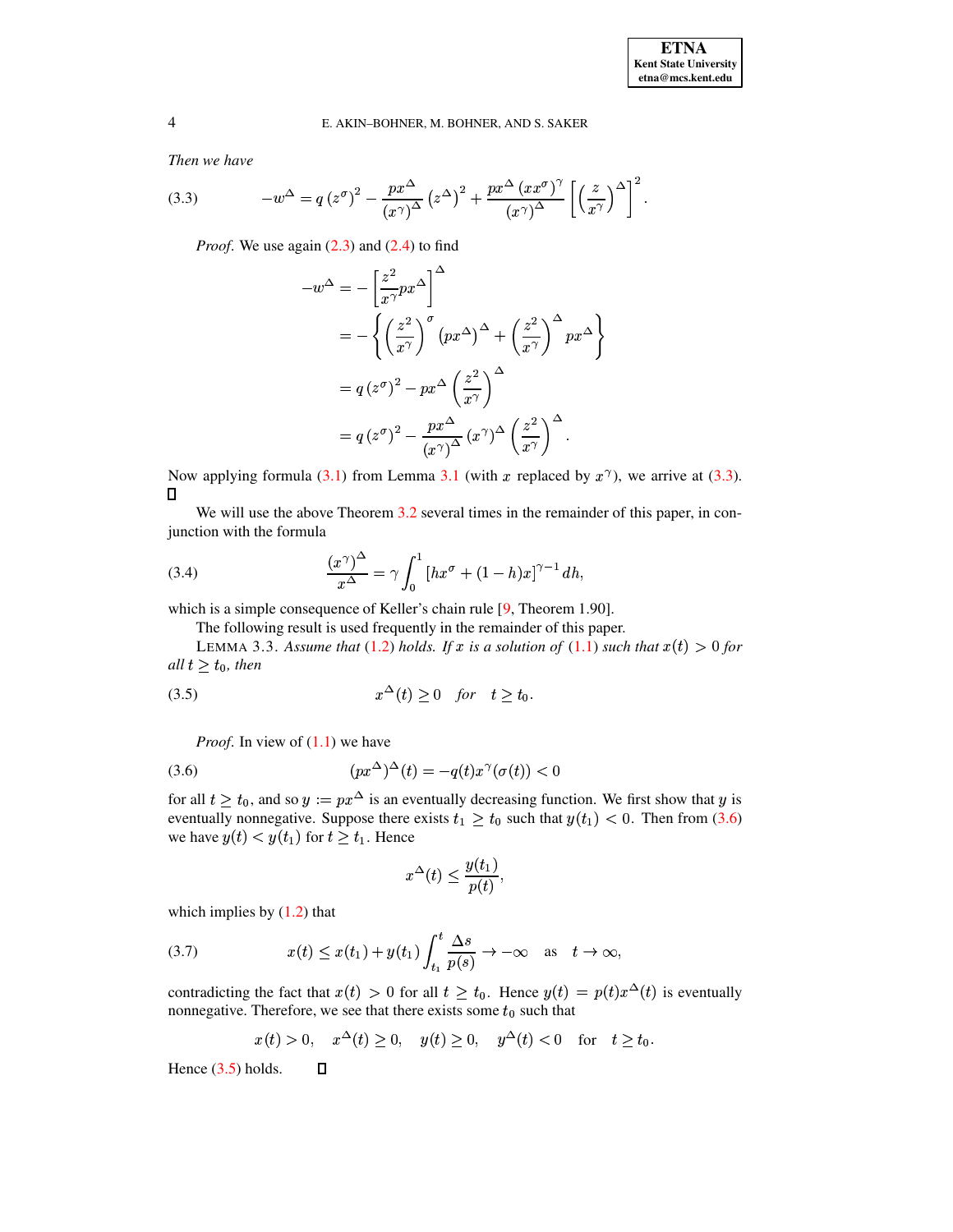*Then we have*

$$-w^{\Delta} = q\left(z^{\sigma}\right)^{2} - \frac{px^{\Delta}}{\left(x^{\gamma}\right)^{\Delta}}\left(z^{\Delta}\right)^{2} + \frac{px^{\Delta}\left(xx^{\sigma}\right)^{\gamma}}{\left(x^{\gamma}\right)^{\Delta}}\left[\left(\frac{z}{x^{\gamma}}\right)^{\Delta}\right]^{2}. \tag{3.3}$$

*Proof.* We use again (2.3) and (2.4) to find

$$\begin{aligned}
-w^{\Delta} &= -\left[\frac{z^{2}}{x^{\gamma}}px^{\Delta}\right]^{\Delta} \\
&= -\left\{\left(\frac{z^{2}}{x^{\gamma}}\right)^{\sigma}\left(px^{\Delta}\right)^{\Delta} + \left(\frac{z^{2}}{x^{\gamma}}\right)^{\Delta}px^{\Delta}\right\} \\
&= q\left(z^{\sigma}\right)^{2} - px^{\Delta}\left(\frac{z^{2}}{x^{\gamma}}\right)^{\Delta} \\
&= q\left(z^{\sigma}\right)^{2} - \frac{px^{\Delta}}{\left(x^{\gamma}\right)^{\Delta}}\left(x^{\gamma}\right)^{\Delta}\left(\frac{z^{2}}{x^{\gamma}}\right)^{\Delta}.
\end{aligned}$$

Now applying formula (3.1) from Lemma 3.1 (with $x$ replaced by $x^{\gamma}$), we arrive at (3.3). ☐

We will use the above Theorem 3.2 several times in the remainder of this paper, in conjunction with the formula

$$\frac{\left(x^{\gamma}\right)^{\Delta}}{x^{\Delta}} = \gamma\int_{0}^{1}\left[hx^{\sigma} + (1-h)x\right]^{\gamma-1}dh, \tag{3.4}$$

which is a simple consequence of Keller's chain rule [9, Theorem 1.90].

The following result is used frequently in the remainder of this paper.

LEMMA 3.3. *Assume that (1.2) holds. If $x$ is a solution of (1.1) such that $x(t) > 0$ for all $t \geq t_0$, then*

$$x^{\Delta}(t) \geq 0 \quad \textit{for} \quad t \geq t_0. \tag{3.5}$$

*Proof.* In view of (1.1) we have

$$\left(px^{\Delta}\right)^{\Delta}(t) = -q(t)x^{\gamma}(\sigma(t)) < 0 \tag{3.6}$$

for all $t \geq t_0$, and so $y := px^{\Delta}$ is an eventually decreasing function. We first show that $y$ is eventually nonnegative. Suppose there exists $t_1 \geq t_0$ such that $y(t_1) < 0$. Then from (3.6) we have $y(t) < y(t_1)$ for $t \geq t_1$. Hence

$$x^{\Delta}(t) \leq \frac{y(t_1)}{p(t)},$$

which implies by (1.2) that

$$x(t) \leq x(t_1) + y(t_1)\int_{t_1}^{t}\frac{\Delta s}{p(s)} \to -\infty \quad \text{as} \quad t \to \infty, \tag{3.7}$$

contradicting the fact that $x(t) > 0$ for all $t \geq t_0$. Hence $y(t) = p(t)x^{\Delta}(t)$ is eventually nonnegative. Therefore, we see that there exists some $t_0$ such that

$$x(t) > 0, \quad x^{\Delta}(t) \geq 0, \quad y(t) \geq 0, \quad y^{\Delta}(t) < 0 \quad \text{for} \quad t \geq t_0.$$

Hence (3.5) holds. ☐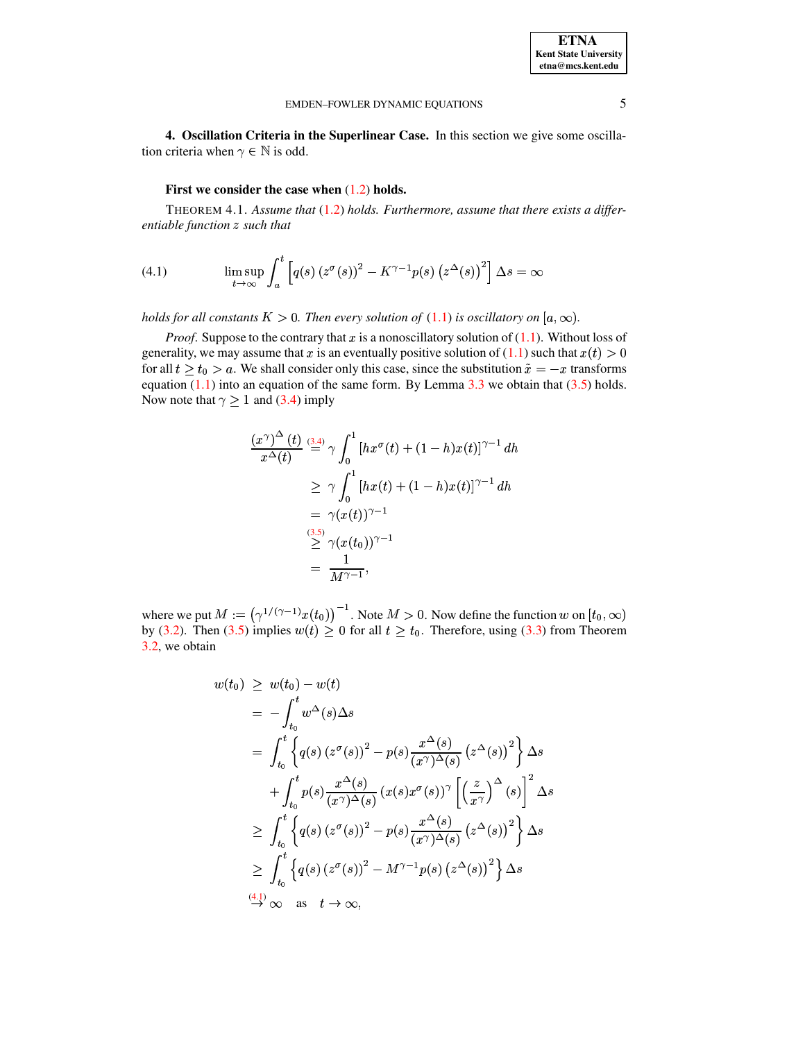## 4. Oscillation Criteria in the Superlinear Case.

In this section we give some oscillation criteria when $\gamma \in \mathbb{N}$ is odd.

**First we consider the case when (1.2) holds.**

THEOREM 4.1. *Assume that (1.2) holds. Furthermore, assume that there exists a differentiable function $z$ such that*

$$\limsup_{t\to\infty} \int_a^t \left[q(s)\left(z^\sigma(s)\right)^2 - K^{\gamma-1}p(s)\left(z^\Delta(s)\right)^2\right]\Delta s = \infty \tag{4.1}$$

*holds for all constants $K > 0$. Then every solution of (1.1) is oscillatory on $[a, \infty)$.*

*Proof*. Suppose to the contrary that $x$ is a nonoscillatory solution of (1.1). Without loss of generality, we may assume that $x$ is an eventually positive solution of (1.1) such that $x(t) > 0$ for all $t \geq t_0 > a$. We shall consider only this case, since the substitution $\tilde{x} = -x$ transforms equation (1.1) into an equation of the same form. By Lemma 3.3 we obtain that (3.5) holds. Now note that $\gamma \geq 1$ and (3.4) imply

$$\begin{aligned}
\frac{(x^\gamma)^\Delta(t)}{x^\Delta(t)} &\overset{(3.4)}{=} \gamma \int_0^1 \left[hx^\sigma(t) + (1-h)x(t)\right]^{\gamma-1} dh \\
&\geq \gamma \int_0^1 \left[hx(t) + (1-h)x(t)\right]^{\gamma-1} dh \\
&= \gamma (x(t))^{\gamma-1} \\
&\overset{(3.5)}{\geq} \gamma (x(t_0))^{\gamma-1} \\
&= \frac{1}{M^{\gamma-1}},
\end{aligned}$$

where we put $M := \left(\gamma^{1/(\gamma-1)}x(t_0)\right)^{-1}$. Note $M > 0$. Now define the function $w$ on $[t_0, \infty)$ by (3.2). Then (3.5) implies $w(t) \geq 0$ for all $t \geq t_0$. Therefore, using (3.3) from Theorem 3.2, we obtain

$$\begin{aligned}
w(t_0) &\geq w(t_0) - w(t) \\
&= -\int_{t_0}^t w^\Delta(s)\Delta s \\
&= \int_{t_0}^t \left\{q(s)\left(z^\sigma(s)\right)^2 - p(s)\frac{x^\Delta(s)}{(x^\gamma)^\Delta(s)}\left(z^\Delta(s)\right)^2\right\}\Delta s \\
&\quad + \int_{t_0}^t p(s)\frac{x^\Delta(s)}{(x^\gamma)^\Delta(s)}\left(x(s)x^\sigma(s)\right)^\gamma \left[\left(\frac{z}{x^\gamma}\right)^\Delta(s)\right]^2 \Delta s \\
&\geq \int_{t_0}^t \left\{q(s)\left(z^\sigma(s)\right)^2 - p(s)\frac{x^\Delta(s)}{(x^\gamma)^\Delta(s)}\left(z^\Delta(s)\right)^2\right\}\Delta s \\
&\geq \int_{t_0}^t \left\{q(s)\left(z^\sigma(s)\right)^2 - M^{\gamma-1}p(s)\left(z^\Delta(s)\right)^2\right\}\Delta s \\
&\overset{(4.1)}{\to} \infty \quad \text{as} \quad t \to \infty,
\end{aligned}$$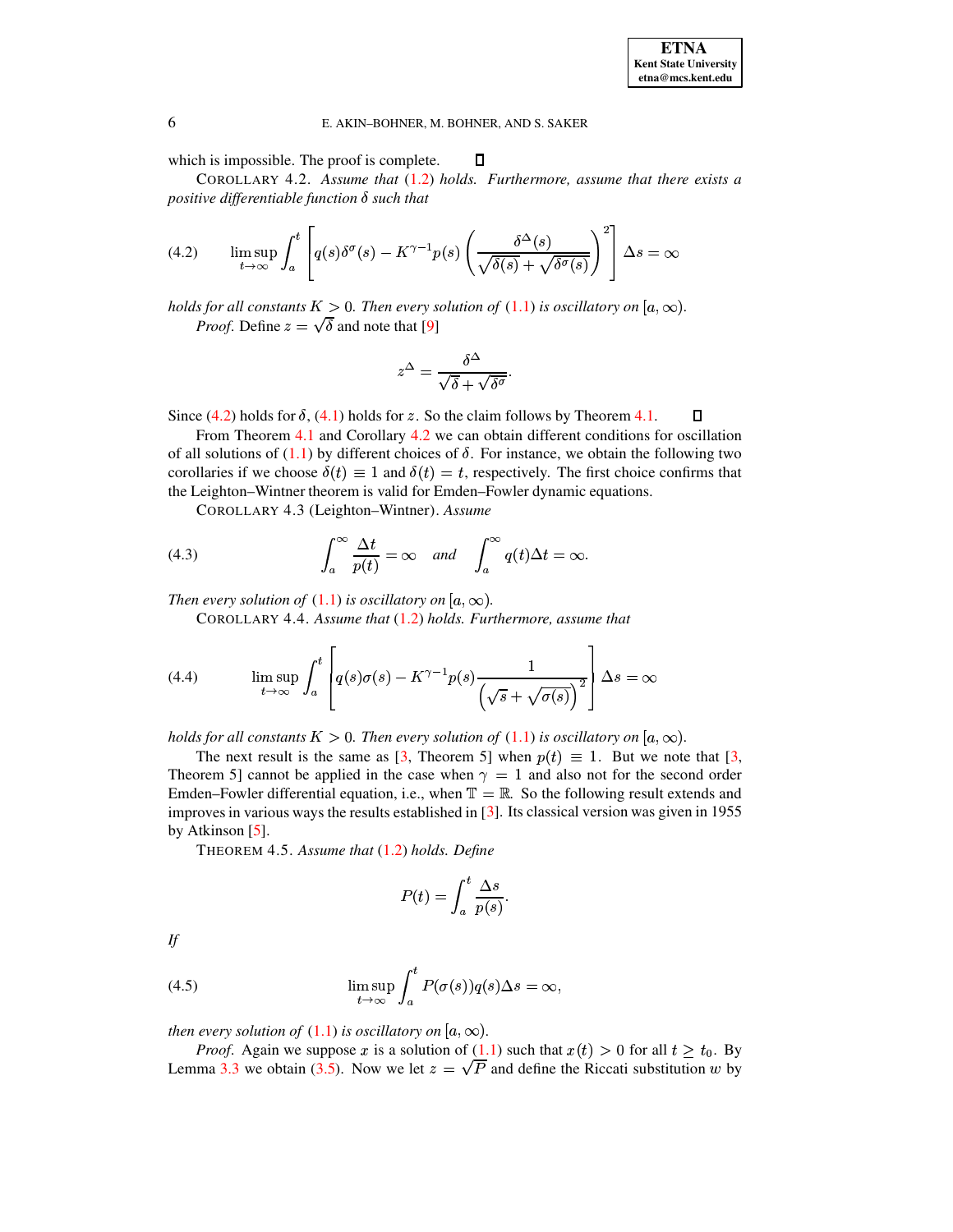which is impossible. The proof is complete. ∎

COROLLARY 4.2. *Assume that (1.2) holds. Furthermore, assume that there exists a positive differentiable function $\delta$ such that*

$$\limsup_{t\to\infty} \int_a^t \left[ q(s)\delta^\sigma(s) - K^{\gamma-1} p(s) \left( \frac{\delta^\Delta(s)}{\sqrt{\delta(s)} + \sqrt{\delta^\sigma(s)}} \right)^2 \right] \Delta s = \infty \tag{4.2}$$

*holds for all constants $K > 0$. Then every solution of (1.1) is oscillatory on $[a, \infty)$.*

*Proof*. Define $z = \sqrt{\delta}$ and note that [9]

$$z^\Delta = \frac{\delta^\Delta}{\sqrt{\delta} + \sqrt{\delta^\sigma}}.$$

Since (4.2) holds for $\delta$, (4.1) holds for $z$. So the claim follows by Theorem 4.1. ∎

From Theorem 4.1 and Corollary 4.2 we can obtain different conditions for oscillation of all solutions of (1.1) by different choices of $\delta$. For instance, we obtain the following two corollaries if we choose $\delta(t) \equiv 1$ and $\delta(t) = t$, respectively. The first choice confirms that the Leighton–Wintner theorem is valid for Emden–Fowler dynamic equations.

COROLLARY 4.3 (Leighton–Wintner). *Assume*

$$\int_a^\infty \frac{\Delta t}{p(t)} = \infty \quad \text{and} \quad \int_a^\infty q(t)\Delta t = \infty. \tag{4.3}$$

*Then every solution of (1.1) is oscillatory on $[a, \infty)$.*

COROLLARY 4.4. *Assume that (1.2) holds. Furthermore, assume that*

$$\limsup_{t\to\infty} \int_a^t \left[ q(s)\sigma(s) - K^{\gamma-1} p(s) \frac{1}{\left(\sqrt{s} + \sqrt{\sigma(s)}\right)^2} \right] \Delta s = \infty \tag{4.4}$$

*holds for all constants $K > 0$. Then every solution of (1.1) is oscillatory on $[a, \infty)$.*

The next result is the same as [3, Theorem 5] when $p(t) \equiv 1$. But we note that [3, Theorem 5] cannot be applied in the case when $\gamma = 1$ and also not for the second order Emden–Fowler differential equation, i.e., when $\mathbb{T} = \mathbb{R}$. So the following result extends and improves in various ways the results established in [3]. Its classical version was given in 1955 by Atkinson [5].

THEOREM 4.5. *Assume that (1.2) holds. Define*

$$P(t) = \int_a^t \frac{\Delta s}{p(s)}.$$

*If*

$$\limsup_{t\to\infty} \int_a^t P(\sigma(s)) q(s) \Delta s = \infty, \tag{4.5}$$

*then every solution of (1.1) is oscillatory on $[a, \infty)$.*

*Proof*. Again we suppose $x$ is a solution of (1.1) such that $x(t) > 0$ for all $t \geq t_0$. By Lemma 3.3 we obtain (3.5). Now we let $z = \sqrt{P}$ and define the Riccati substitution $w$ by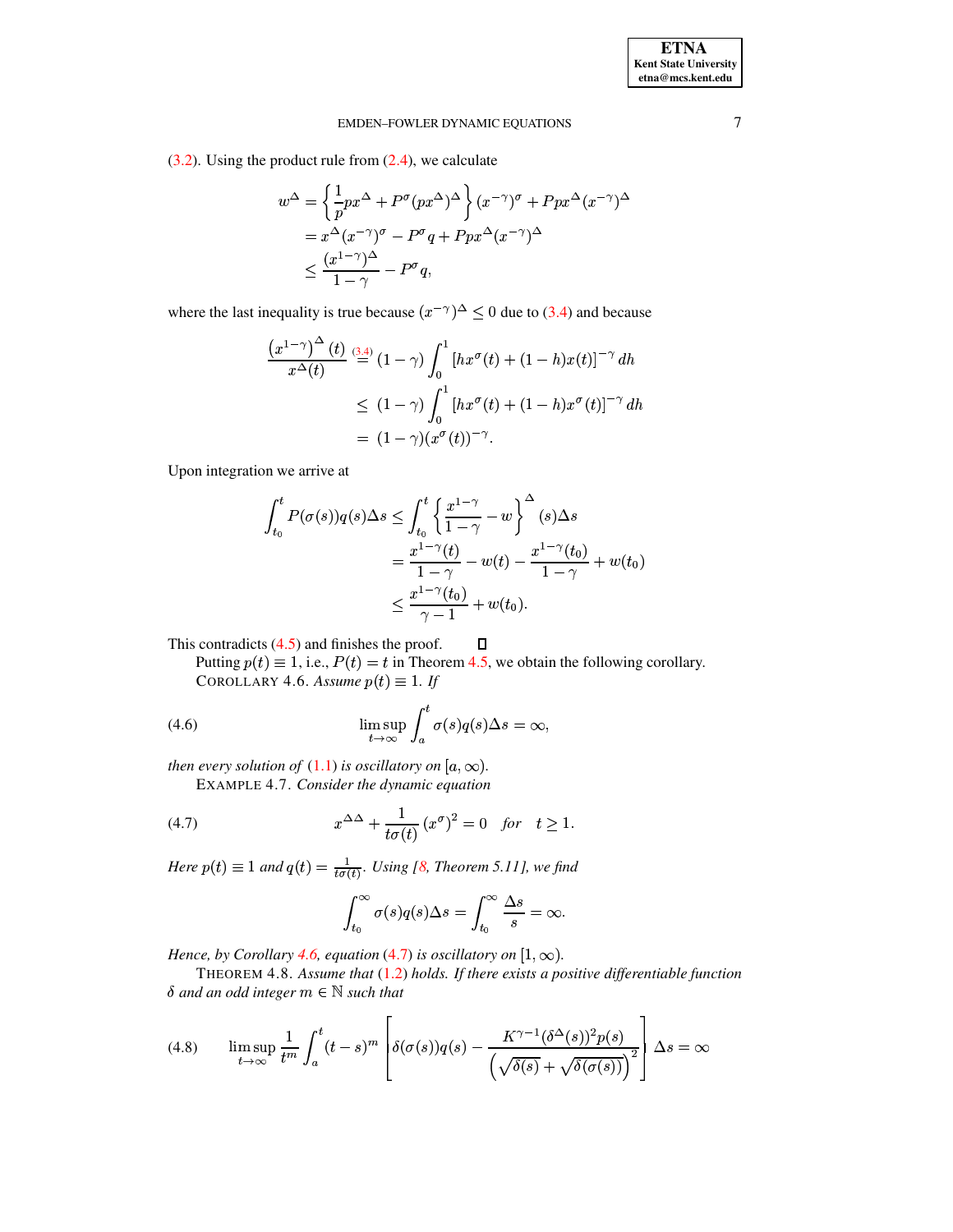(3.2). Using the product rule from (2.4), we calculate

$$
\begin{aligned}
w^{\Delta} &= \left\{ \frac{1}{p} p x^{\Delta} + P^{\sigma} (p x^{\Delta})^{\Delta} \right\} (x^{-\gamma})^{\sigma} + P p x^{\Delta} (x^{-\gamma})^{\Delta} \\
&= x^{\Delta} (x^{-\gamma})^{\sigma} - P^{\sigma} q + P p x^{\Delta} (x^{-\gamma})^{\Delta} \\
&\leq \frac{(x^{1-\gamma})^{\Delta}}{1-\gamma} - P^{\sigma} q,
\end{aligned}
$$

where the last inequality is true because $(x^{-\gamma})^{\Delta} \leq 0$ due to (3.4) and because

$$
\begin{aligned}
\frac{\left(x^{1-\gamma}\right)^{\Delta}(t)}{x^{\Delta}(t)} &\overset{(3.4)}{=} (1-\gamma) \int_0^1 \left[ h x^{\sigma}(t) + (1-h) x(t) \right]^{-\gamma} dh \\
&\leq (1-\gamma) \int_0^1 \left[ h x^{\sigma}(t) + (1-h) x^{\sigma}(t) \right]^{-\gamma} dh \\
&= (1-\gamma) (x^{\sigma}(t))^{-\gamma}.
\end{aligned}
$$

Upon integration we arrive at

$$
\begin{aligned}
\int_{t_0}^{t} P(\sigma(s)) q(s) \Delta s &\leq \int_{t_0}^{t} \left\{ \frac{x^{1-\gamma}}{1-\gamma} - w \right\}^{\Delta} (s) \Delta s \\
&= \frac{x^{1-\gamma}(t)}{1-\gamma} - w(t) - \frac{x^{1-\gamma}(t_0)}{1-\gamma} + w(t_0) \\
&\leq \frac{x^{1-\gamma}(t_0)}{\gamma - 1} + w(t_0).
\end{aligned}
$$

This contradicts (4.5) and finishes the proof. ∎

Putting $p(t) \equiv 1$, i.e., $P(t) = t$ in Theorem 4.5, we obtain the following corollary.

COROLLARY 4.6. *Assume $p(t) \equiv 1$. If*

$$
\limsup_{t \to \infty} \int_a^t \sigma(s) q(s) \Delta s = \infty, \tag{4.6}
$$

*then every solution of (1.1) is oscillatory on $[a, \infty)$.*

EXAMPLE 4.7. *Consider the dynamic equation*

$$
x^{\Delta\Delta} + \frac{1}{t\sigma(t)} (x^{\sigma})^2 = 0 \quad \textit{for} \quad t \geq 1. \tag{4.7}
$$

*Here $p(t) \equiv 1$ and $q(t) = \frac{1}{t\sigma(t)}$. Using [8, Theorem 5.11], we find*

$$
\int_{t_0}^{\infty} \sigma(s) q(s) \Delta s = \int_{t_0}^{\infty} \frac{\Delta s}{s} = \infty.
$$

*Hence, by Corollary 4.6, equation (4.7) is oscillatory on $[1, \infty)$.*

THEOREM 4.8. *Assume that (1.2) holds. If there exists a positive differentiable function $\delta$ and an odd integer $m \in \mathbb{N}$ such that*

$$
\limsup_{t \to \infty} \frac{1}{t^m} \int_a^t (t-s)^m \left[ \delta(\sigma(s)) q(s) - \frac{K^{\gamma-1} (\delta^{\Delta}(s))^2 p(s)}{\left( \sqrt{\delta(s)} + \sqrt{\delta(\sigma(s))} \right)^2} \right] \Delta s = \infty \tag{4.8}
$$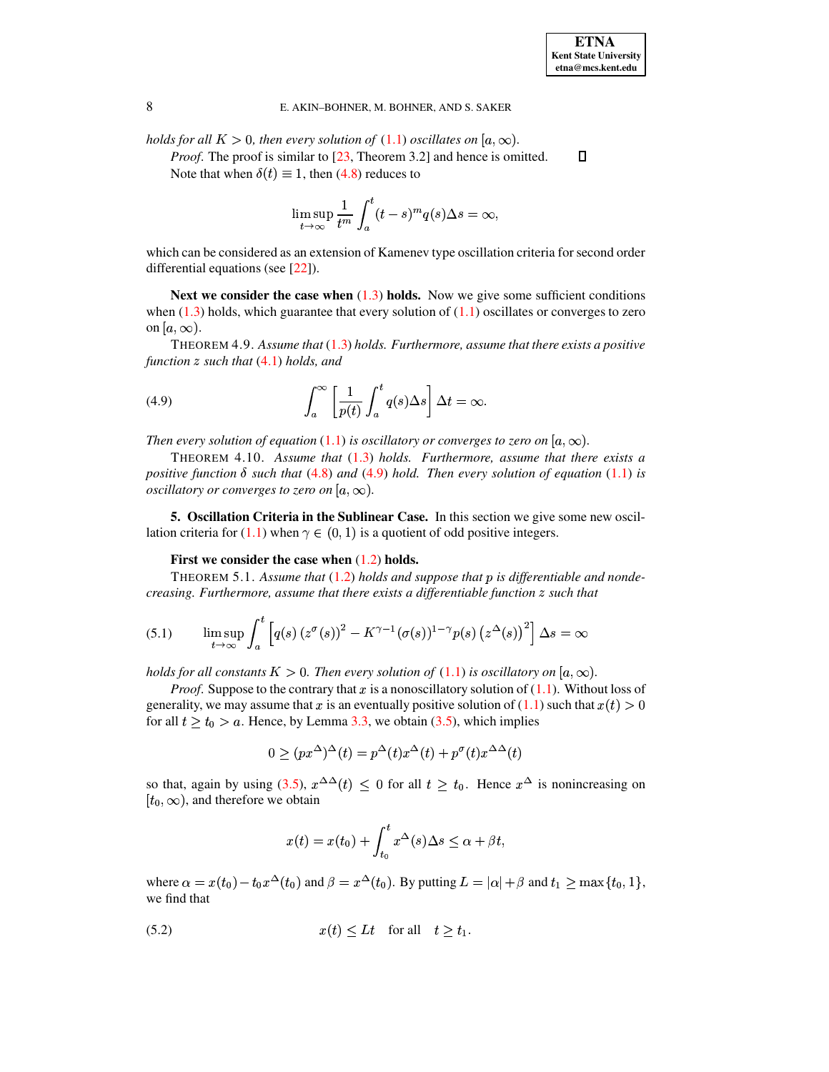*holds for all $K > 0$, then every solution of (1.1) oscillates on $[a, \infty)$.*

*Proof.* The proof is similar to [23, Theorem 3.2] and hence is omitted. $\square$

Note that when $\delta(t) \equiv 1$, then (4.8) reduces to

$$\limsup_{t\to\infty} \frac{1}{t^m} \int_a^t (t-s)^m q(s)\Delta s = \infty,$$

which can be considered as an extension of Kamenev type oscillation criteria for second order differential equations (see [22]).

**Next we consider the case when (1.3) holds.** Now we give some sufficient conditions when (1.3) holds, which guarantee that every solution of (1.1) oscillates or converges to zero on $[a, \infty)$.

THEOREM 4.9. *Assume that (1.3) holds. Furthermore, assume that there exists a positive function $z$ such that (4.1) holds, and*

$$\int_a^\infty \left[\frac{1}{p(t)} \int_a^t q(s)\Delta s\right] \Delta t = \infty. \tag{4.9}$$

*Then every solution of equation (1.1) is oscillatory or converges to zero on $[a, \infty)$.*

THEOREM 4.10. *Assume that (1.3) holds. Furthermore, assume that there exists a positive function $\delta$ such that (4.8) and (4.9) hold. Then every solution of equation (1.1) is oscillatory or converges to zero on $[a, \infty)$.*

**5. Oscillation Criteria in the Sublinear Case.** In this section we give some new oscillation criteria for (1.1) when $\gamma \in (0, 1)$ is a quotient of odd positive integers.

**First we consider the case when (1.2) holds.**

THEOREM 5.1. *Assume that (1.2) holds and suppose that $p$ is differentiable and nondecreasing. Furthermore, assume that there exists a differentiable function $z$ such that*

$$\limsup_{t\to\infty} \int_a^t \left[q(s)\left(z^\sigma(s)\right)^2 - K^{\gamma-1}(\sigma(s))^{1-\gamma} p(s)\left(z^\Delta(s)\right)^2\right] \Delta s = \infty \tag{5.1}$$

*holds for all constants $K > 0$. Then every solution of (1.1) is oscillatory on $[a, \infty)$.*

*Proof.* Suppose to the contrary that $x$ is a nonoscillatory solution of (1.1). Without loss of generality, we may assume that $x$ is an eventually positive solution of (1.1) such that $x(t) > 0$ for all $t \geq t_0 > a$. Hence, by Lemma 3.3, we obtain (3.5), which implies

$$0 \geq (px^\Delta)^\Delta(t) = p^\Delta(t)x^\Delta(t) + p^\sigma(t)x^{\Delta\Delta}(t)$$

so that, again by using (3.5), $x^{\Delta\Delta}(t) \leq 0$ for all $t \geq t_0$. Hence $x^\Delta$ is nonincreasing on $[t_0, \infty)$, and therefore we obtain

$$x(t) = x(t_0) + \int_{t_0}^t x^\Delta(s)\Delta s \leq \alpha + \beta t,$$

where $\alpha = x(t_0) - t_0 x^\Delta(t_0)$ and $\beta = x^\Delta(t_0)$. By putting $L = |\alpha| + \beta$ and $t_1 \geq \max\{t_0, 1\}$, we find that

$$x(t) \leq Lt \quad \text{for all} \quad t \geq t_1. \tag{5.2}$$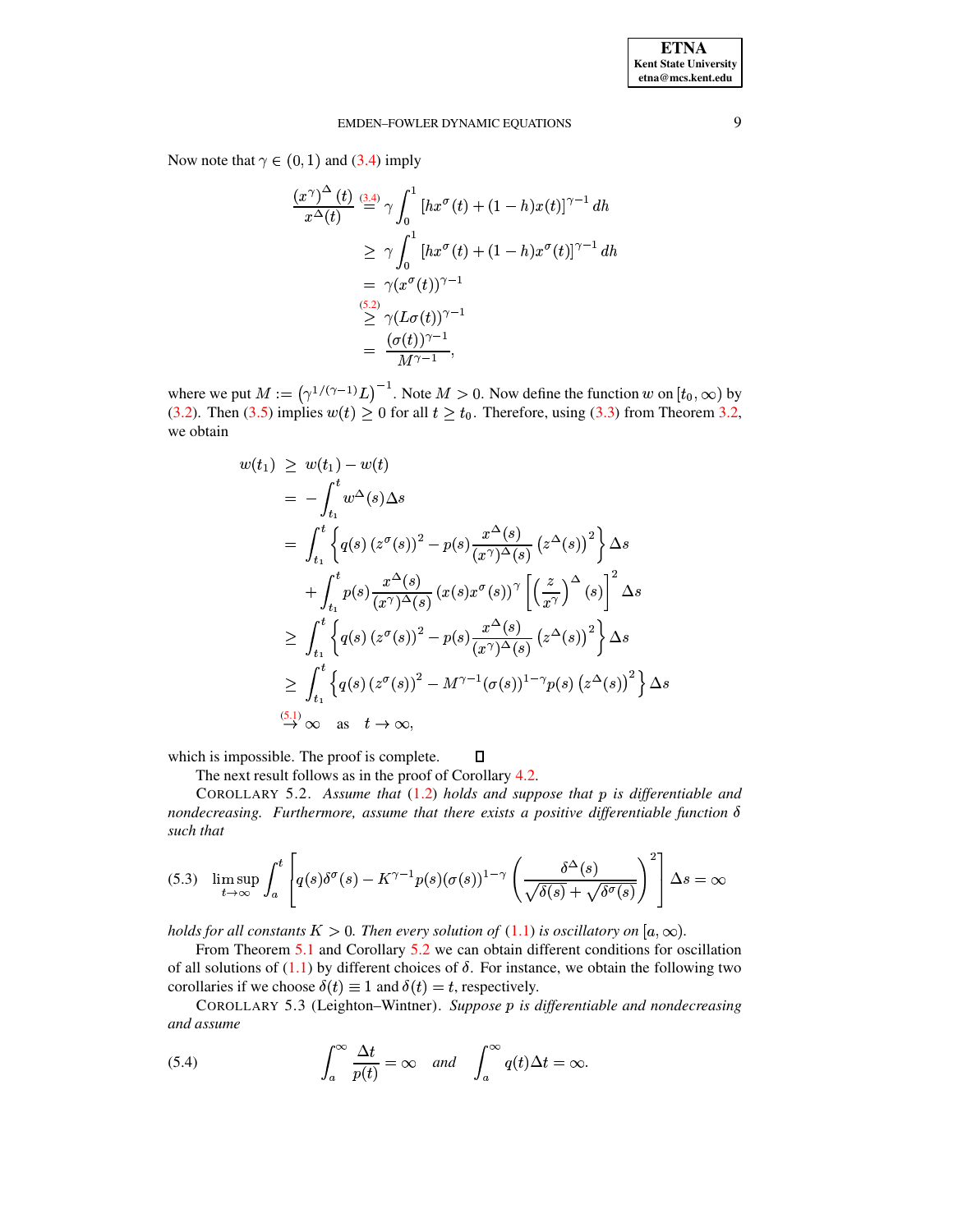Now note that $\gamma \in (0,1)$ and (3.4) imply

$$
\begin{aligned}
\frac{(x^\gamma)^\Delta(t)}{x^\Delta(t)} &\overset{(3.4)}{=} \gamma \int_0^1 \left[h x^\sigma(t) + (1-h)x(t)\right]^{\gamma-1} dh \\
&\geq \gamma \int_0^1 \left[h x^\sigma(t) + (1-h)x^\sigma(t)\right]^{\gamma-1} dh \\
&= \gamma (x^\sigma(t))^{\gamma-1} \\
&\overset{(5.2)}{\geq} \gamma (L\sigma(t))^{\gamma-1} \\
&= \frac{(\sigma(t))^{\gamma-1}}{M^{\gamma-1}},
\end{aligned}
$$

where we put $M := \left(\gamma^{1/(\gamma-1)}L\right)^{-1}$. Note $M > 0$. Now define the function $w$ on $[t_0,\infty)$ by (3.2). Then (3.5) implies $w(t) \geq 0$ for all $t \geq t_0$. Therefore, using (3.3) from Theorem 3.2, we obtain

$$
\begin{aligned}
w(t_1) &\geq w(t_1) - w(t) \\
&= -\int_{t_1}^t w^\Delta(s)\Delta s \\
&= \int_{t_1}^t \left\{ q(s)\left(z^\sigma(s)\right)^2 - p(s)\frac{x^\Delta(s)}{(x^\gamma)^\Delta(s)}\left(z^\Delta(s)\right)^2 \right\}\Delta s \\
&\quad + \int_{t_1}^t p(s)\frac{x^\Delta(s)}{(x^\gamma)^\Delta(s)}\left(x(s)x^\sigma(s)\right)^\gamma \left[\left(\frac{z}{x^\gamma}\right)^\Delta(s)\right]^2 \Delta s \\
&\geq \int_{t_1}^t \left\{ q(s)\left(z^\sigma(s)\right)^2 - p(s)\frac{x^\Delta(s)}{(x^\gamma)^\Delta(s)}\left(z^\Delta(s)\right)^2 \right\}\Delta s \\
&\geq \int_{t_1}^t \left\{ q(s)\left(z^\sigma(s)\right)^2 - M^{\gamma-1}(\sigma(s))^{1-\gamma}p(s)\left(z^\Delta(s)\right)^2 \right\}\Delta s \\
&\overset{(5.1)}{\to} \infty \quad \text{as} \quad t \to \infty,
\end{aligned}
$$

which is impossible. The proof is complete. $\square$

The next result follows as in the proof of Corollary 4.2.

COROLLARY 5.2. *Assume that (1.2) holds and suppose that $p$ is differentiable and nondecreasing. Furthermore, assume that there exists a positive differentiable function $\delta$ such that*

$$
\limsup_{t\to\infty} \int_a^t \left[ q(s)\delta^\sigma(s) - K^{\gamma-1}p(s)(\sigma(s))^{1-\gamma}\left(\frac{\delta^\Delta(s)}{\sqrt{\delta(s)}+\sqrt{\delta^\sigma(s)}}\right)^2 \right]\Delta s = \infty \tag{5.3}
$$

*holds for all constants $K > 0$. Then every solution of (1.1) is oscillatory on $[a,\infty)$.*

From Theorem 5.1 and Corollary 5.2 we can obtain different conditions for oscillation of all solutions of (1.1) by different choices of $\delta$. For instance, we obtain the following two corollaries if we choose $\delta(t) \equiv 1$ and $\delta(t) = t$, respectively.

COROLLARY 5.3 (Leighton–Wintner). *Suppose $p$ is differentiable and nondecreasing and assume*

$$
\int_a^\infty \frac{\Delta t}{p(t)} = \infty \quad \text{and} \quad \int_a^\infty q(t)\Delta t = \infty. \tag{5.4}
$$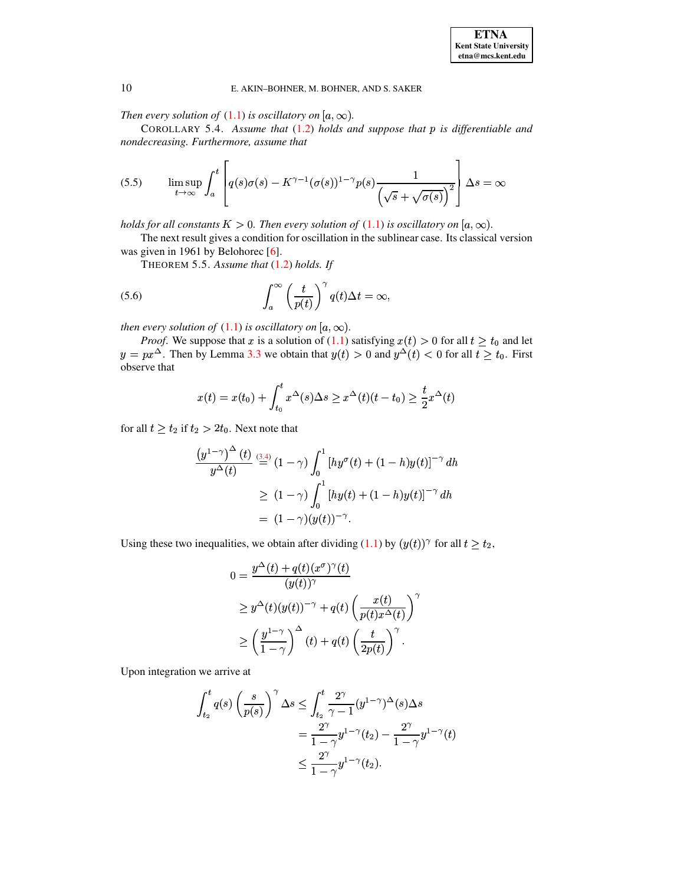*Then every solution of* (1.1) *is oscillatory on* $[a, \infty)$.

COROLLARY 5.4. *Assume that* (1.2) *holds and suppose that* $p$ *is differentiable and nondecreasing. Furthermore, assume that*

$$\limsup_{t\to\infty} \int_a^t \left[ q(s)\sigma(s) - K^{\gamma-1}(\sigma(s))^{1-\gamma} p(s) \frac{1}{\left(\sqrt{s}+\sqrt{\sigma(s)}\right)^2} \right] \Delta s = \infty \tag{5.5}$$

*holds for all constants* $K > 0$. *Then every solution of* (1.1) *is oscillatory on* $[a, \infty)$.

The next result gives a condition for oscillation in the sublinear case. Its classical version was given in 1961 by Belohorec [6].

THEOREM 5.5. *Assume that* (1.2) *holds. If*

$$\int_a^\infty \left( \frac{t}{p(t)} \right)^\gamma q(t) \Delta t = \infty, \tag{5.6}$$

*then every solution of* (1.1) *is oscillatory on* $[a, \infty)$.

*Proof.* We suppose that $x$ is a solution of (1.1) satisfying $x(t) > 0$ for all $t \geq t_0$ and let $y = px^\Delta$. Then by Lemma 3.3 we obtain that $y(t) > 0$ and $y^\Delta(t) < 0$ for all $t \geq t_0$. First observe that

$$x(t) = x(t_0) + \int_{t_0}^t x^\Delta(s)\Delta s \geq x^\Delta(t)(t - t_0) \geq \frac{t}{2} x^\Delta(t)$$

for all $t \geq t_2$ if $t_2 > 2t_0$. Next note that

$$\begin{aligned}
\frac{\left(y^{1-\gamma}\right)^\Delta(t)}{y^\Delta(t)} &\overset{(3.4)}{=} (1-\gamma) \int_0^1 \left[ h y^\sigma(t) + (1-h) y(t) \right]^{-\gamma} dh \\
&\geq (1-\gamma) \int_0^1 \left[ h y(t) + (1-h) y(t) \right]^{-\gamma} dh \\
&= (1-\gamma)(y(t))^{-\gamma}.
\end{aligned}$$

Using these two inequalities, we obtain after dividing (1.1) by $(y(t))^\gamma$ for all $t \geq t_2$,

$$\begin{aligned}
0 &= \frac{y^\Delta(t) + q(t)(x^\sigma)^\gamma(t)}{(y(t))^\gamma} \\
&\geq y^\Delta(t)(y(t))^{-\gamma} + q(t) \left( \frac{x(t)}{p(t)x^\Delta(t)} \right)^\gamma \\
&\geq \left( \frac{y^{1-\gamma}}{1-\gamma} \right)^\Delta(t) + q(t) \left( \frac{t}{2p(t)} \right)^\gamma.
\end{aligned}$$

Upon integration we arrive at

$$\begin{aligned}
\int_{t_2}^t q(s) \left( \frac{s}{p(s)} \right)^\gamma \Delta s &\leq \int_{t_2}^t \frac{2^\gamma}{\gamma - 1} (y^{1-\gamma})^\Delta(s)\Delta s \\
&= \frac{2^\gamma}{1-\gamma} y^{1-\gamma}(t_2) - \frac{2^\gamma}{1-\gamma} y^{1-\gamma}(t) \\
&\leq \frac{2^\gamma}{1-\gamma} y^{1-\gamma}(t_2).
\end{aligned}$$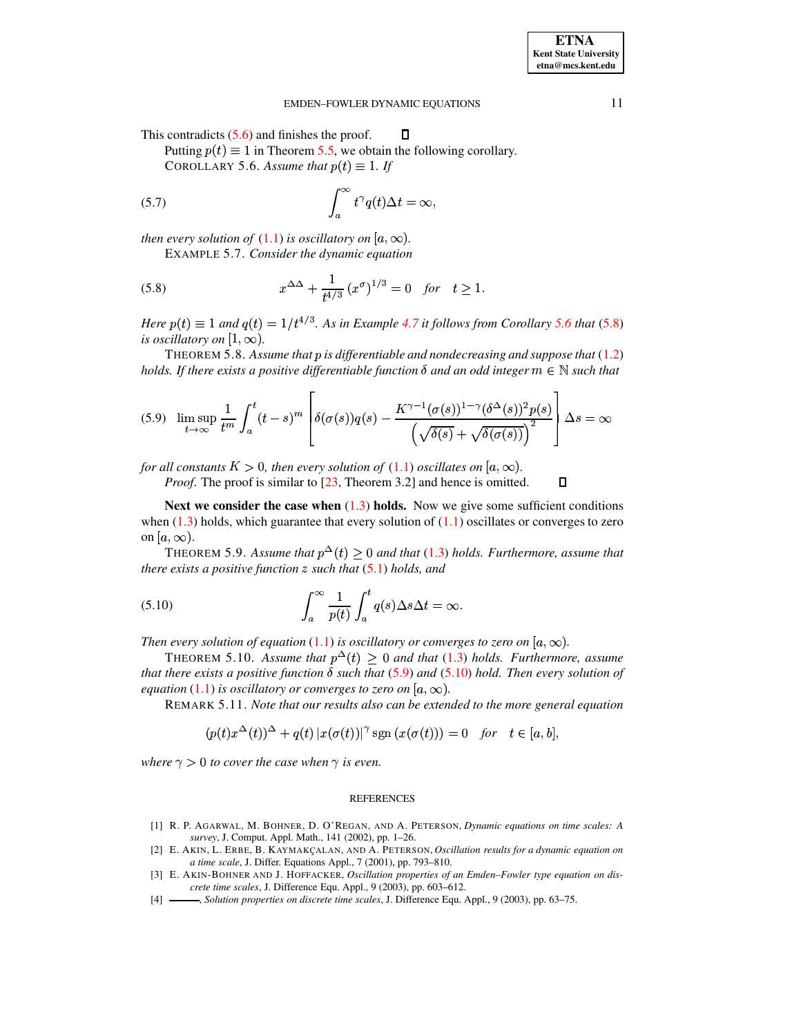This contradicts (5.6) and finishes the proof. ◻

Putting $p(t) \equiv 1$ in Theorem 5.5, we obtain the following corollary.

COROLLARY 5.6. *Assume that $p(t) \equiv 1$. If*

$$\int_a^\infty t^\gamma q(t)\Delta t = \infty, \tag{5.7}$$

*then every solution of (1.1) is oscillatory on $[a, \infty)$.*

EXAMPLE 5.7. *Consider the dynamic equation*

$$x^{\Delta\Delta} + \frac{1}{t^{4/3}}\left(x^\sigma\right)^{1/3} = 0 \quad \text{for} \quad t \geq 1. \tag{5.8}$$

*Here $p(t) \equiv 1$ and $q(t) = 1/t^{4/3}$. As in Example 4.7 it follows from Corollary 5.6 that (5.8) is oscillatory on $[1, \infty)$.*

THEOREM 5.8. *Assume that $p$ is differentiable and nondecreasing and suppose that (1.2) holds. If there exists a positive differentiable function $\delta$ and an odd integer $m \in \mathbb{N}$ such that*

$$\limsup_{t\to\infty} \frac{1}{t^m}\int_a^t (t-s)^m \left[\delta(\sigma(s))q(s) - \frac{K^{\gamma-1}(\sigma(s))^{1-\gamma}(\delta^\Delta(s))^2 p(s)}{\left(\sqrt{\delta(s)} + \sqrt{\delta(\sigma(s))}\right)^2}\right]\Delta s = \infty \tag{5.9}$$

*for all constants $K > 0$, then every solution of (1.1) oscillates on $[a, \infty)$.*

*Proof.* The proof is similar to [23, Theorem 3.2] and hence is omitted. ◻

**Next we consider the case when (1.3) holds.** Now we give some sufficient conditions when (1.3) holds, which guarantee that every solution of (1.1) oscillates or converges to zero on $[a, \infty)$.

THEOREM 5.9. *Assume that $p^\Delta(t) \geq 0$ and that (1.3) holds. Furthermore, assume that there exists a positive function $z$ such that (5.1) holds, and*

$$\int_a^\infty \frac{1}{p(t)}\int_a^t q(s)\Delta s\Delta t = \infty. \tag{5.10}$$

*Then every solution of equation (1.1) is oscillatory or converges to zero on $[a, \infty)$.*

THEOREM 5.10. *Assume that $p^\Delta(t) \geq 0$ and that (1.3) holds. Furthermore, assume that there exists a positive function $\delta$ such that (5.9) and (5.10) hold. Then every solution of equation (1.1) is oscillatory or converges to zero on $[a, \infty)$.*

REMARK 5.11. *Note that our results also can be extended to the more general equation*

$$(p(t)x^\Delta(t))^\Delta + q(t)\left|x(\sigma(t))\right|^\gamma \operatorname{sgn}\left(x(\sigma(t))\right) = 0 \quad \text{for} \quad t \in [a, b],$$

*where $\gamma > 0$ to cover the case when $\gamma$ is even.*

## REFERENCES

[1] R. P. Agarwal, M. Bohner, D. O'Regan, and A. Peterson, *Dynamic equations on time scales: A survey*, J. Comput. Appl. Math., 141 (2002), pp. 1–26.

[2] E. Akin, L. Erbe, B. Kaymakçalan, and A. Peterson, *Oscillation results for a dynamic equation on a time scale*, J. Differ. Equations Appl., 7 (2001), pp. 793–810.

[3] E. Akin-Bohner and J. Hoffacker, *Oscillation properties of an Emden–Fowler type equation on discrete time scales*, J. Difference Equ. Appl., 9 (2003), pp. 603–612.

[4] ———, *Solution properties on discrete time scales*, J. Difference Equ. Appl., 9 (2003), pp. 63–75.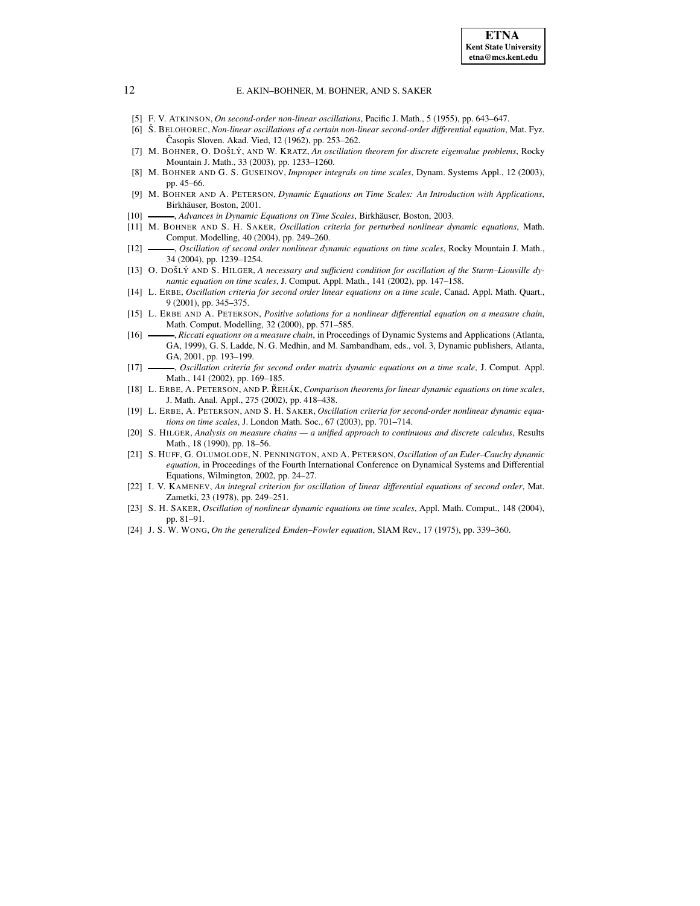[5] F. V. ATKINSON, *On second-order non-linear oscillations*, Pacific J. Math., 5 (1955), pp. 643–647.

[6] Š. BELOHOREC, *Non-linear oscillations of a certain non-linear second-order differential equation*, Mat. Fyz. Časopis Sloven. Akad. Vied, 12 (1962), pp. 253–262.

[7] M. BOHNER, O. DOŠLÝ, AND W. KRATZ, *An oscillation theorem for discrete eigenvalue problems*, Rocky Mountain J. Math., 33 (2003), pp. 1233–1260.

[8] M. BOHNER AND G. S. GUSEINOV, *Improper integrals on time scales*, Dynam. Systems Appl., 12 (2003), pp. 45–66.

[9] M. BOHNER AND A. PETERSON, *Dynamic Equations on Time Scales: An Introduction with Applications*, Birkhäuser, Boston, 2001.

[10] ———, *Advances in Dynamic Equations on Time Scales*, Birkhäuser, Boston, 2003.

[11] M. BOHNER AND S. H. SAKER, *Oscillation criteria for perturbed nonlinear dynamic equations*, Math. Comput. Modelling, 40 (2004), pp. 249–260.

[12] ———, *Oscillation of second order nonlinear dynamic equations on time scales*, Rocky Mountain J. Math., 34 (2004), pp. 1239–1254.

[13] O. DOŠLÝ AND S. HILGER, *A necessary and sufficient condition for oscillation of the Sturm–Liouville dynamic equation on time scales*, J. Comput. Appl. Math., 141 (2002), pp. 147–158.

[14] L. ERBE, *Oscillation criteria for second order linear equations on a time scale*, Canad. Appl. Math. Quart., 9 (2001), pp. 345–375.

[15] L. ERBE AND A. PETERSON, *Positive solutions for a nonlinear differential equation on a measure chain*, Math. Comput. Modelling, 32 (2000), pp. 571–585.

[16] ———, *Riccati equations on a measure chain*, in Proceedings of Dynamic Systems and Applications (Atlanta, GA, 1999), G. S. Ladde, N. G. Medhin, and M. Sambandham, eds., vol. 3, Dynamic publishers, Atlanta, GA, 2001, pp. 193–199.

[17] ———, *Oscillation criteria for second order matrix dynamic equations on a time scale*, J. Comput. Appl. Math., 141 (2002), pp. 169–185.

[18] L. ERBE, A. PETERSON, AND P. ŘEHÁK, *Comparison theorems for linear dynamic equations on time scales*, J. Math. Anal. Appl., 275 (2002), pp. 418–438.

[19] L. ERBE, A. PETERSON, AND S. H. SAKER, *Oscillation criteria for second-order nonlinear dynamic equations on time scales*, J. London Math. Soc., 67 (2003), pp. 701–714.

[20] S. HILGER, *Analysis on measure chains — a unified approach to continuous and discrete calculus*, Results Math., 18 (1990), pp. 18–56.

[21] S. HUFF, G. OLUMOLODE, N. PENNINGTON, AND A. PETERSON, *Oscillation of an Euler–Cauchy dynamic equation*, in Proceedings of the Fourth International Conference on Dynamical Systems and Differential Equations, Wilmington, 2002, pp. 24–27.

[22] I. V. KAMENEV, *An integral criterion for oscillation of linear differential equations of second order*, Mat. Zametki, 23 (1978), pp. 249–251.

[23] S. H. SAKER, *Oscillation of nonlinear dynamic equations on time scales*, Appl. Math. Comput., 148 (2004), pp. 81–91.

[24] J. S. W. WONG, *On the generalized Emden–Fowler equation*, SIAM Rev., 17 (1975), pp. 339–360.